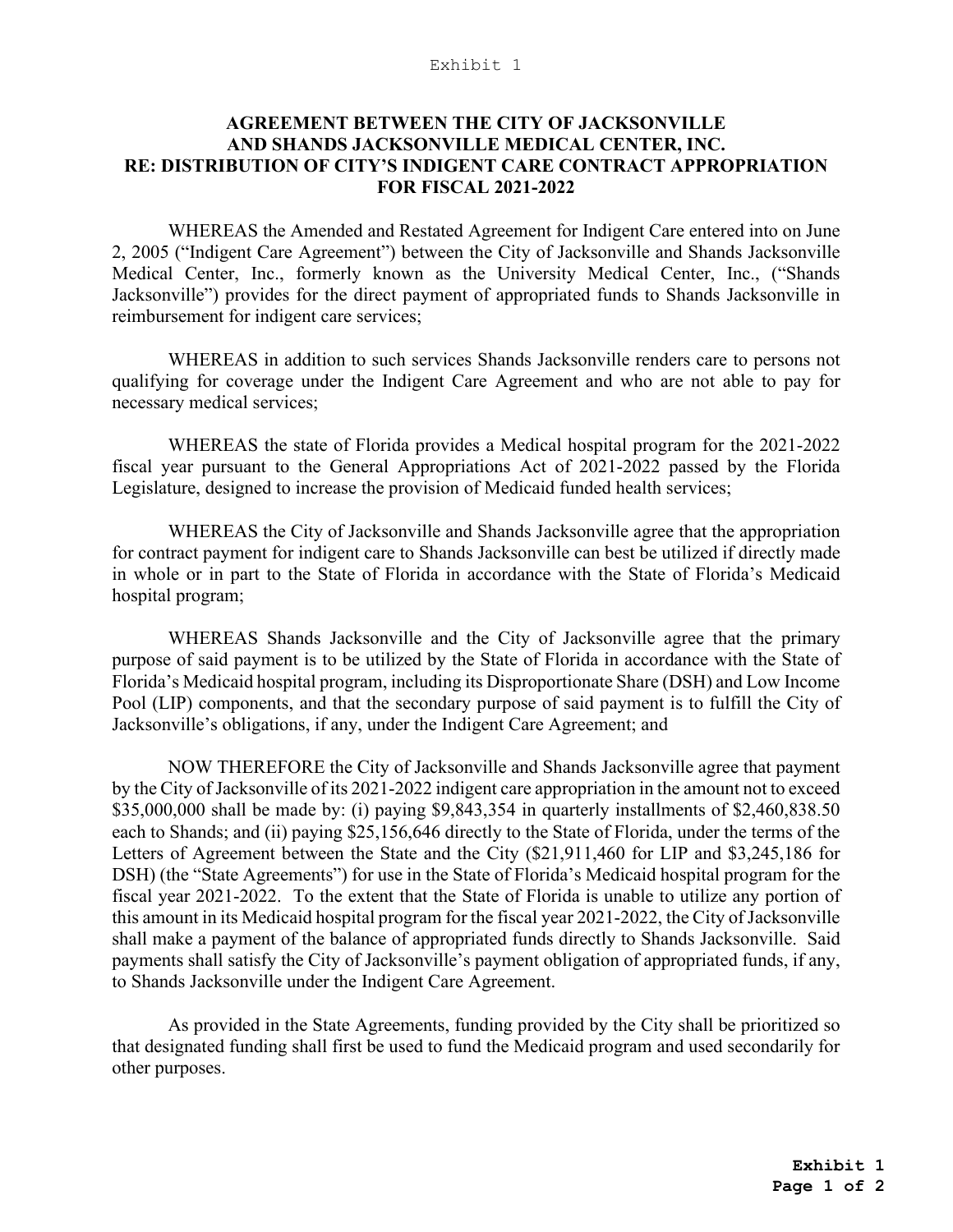Exhibit 1

# AGREEMENT BETWEEN THE CITY OF JACKSONVILLE AND SHANDS JACKSONVILLE MEDICAL CENTER, INC. RE: DISTRIBUTION OF CITY'S INDIGENT CARE CONTRACT APPROPRIATION FOR FISCAL 2021-2022

WHEREAS the Amended and Restated Agreement for Indigent Care entered into on June 2, 2005 ("Indigent Care Agreement") between the City of Jacksonville and Shands Jacksonville Medical Center, Inc., formerly known as the University Medical Center, Inc., ("Shands Jacksonville") provides for the direct payment of appropriated funds to Shands Jacksonville in reimbursement for indigent care services;

WHEREAS in addition to such services Shands Jacksonville renders care to persons not qualifying for coverage under the Indigent Care Agreement and who are not able to pay for necessary medical services;

WHEREAS the state of Florida provides a Medical hospital program for the 2021-2022 fiscal year pursuant to the General Appropriations Act of 2021-2022 passed by the Florida Legislature, designed to increase the provision of Medicaid funded health services;

WHEREAS the City of Jacksonville and Shands Jacksonville agree that the appropriation for contract payment for indigent care to Shands Jacksonville can best be utilized if directly made in whole or in part to the State of Florida in accordance with the State of Florida's Medicaid hospital program;

WHEREAS Shands Jacksonville and the City of Jacksonville agree that the primary purpose of said payment is to be utilized by the State of Florida in accordance with the State of Florida's Medicaid hospital program, including its Disproportionate Share (DSH) and Low Income Pool (LIP) components, and that the secondary purpose of said payment is to fulfill the City of Jacksonville's obligations, if any, under the Indigent Care Agreement; and

NOW THEREFORE the City of Jacksonville and Shands Jacksonville agree that payment by the City of Jacksonville of its 2021-2022 indigent care appropriation in the amount not to exceed $35,000,000 shall be made by: (i) paying $9,843,354 in quarterly installments of $2,460,838.50 each to Shands; and (ii) paying $25,156,646 directly to the State of Florida, under the terms of the Letters of Agreement between the State and the City ($21,911,460 for LIP and $3,245,186 for DSH) (the "State Agreements") for use in the State of Florida's Medicaid hospital program for the fiscal year 2021-2022. To the extent that the State of Florida is unable to utilize any portion of this amount in its Medicaid hospital program for the fiscal year 2021-2022, the City of Jacksonville shall make a payment of the balance of appropriated funds directly to Shands Jacksonville. Said payments shall satisfy the City of Jacksonville's payment obligation of appropriated funds, if any, to Shands Jacksonville under the Indigent Care Agreement.

As provided in the State Agreements, funding provided by the City shall be prioritized so that designated funding shall first be used to fund the Medicaid program and used secondarily for other purposes.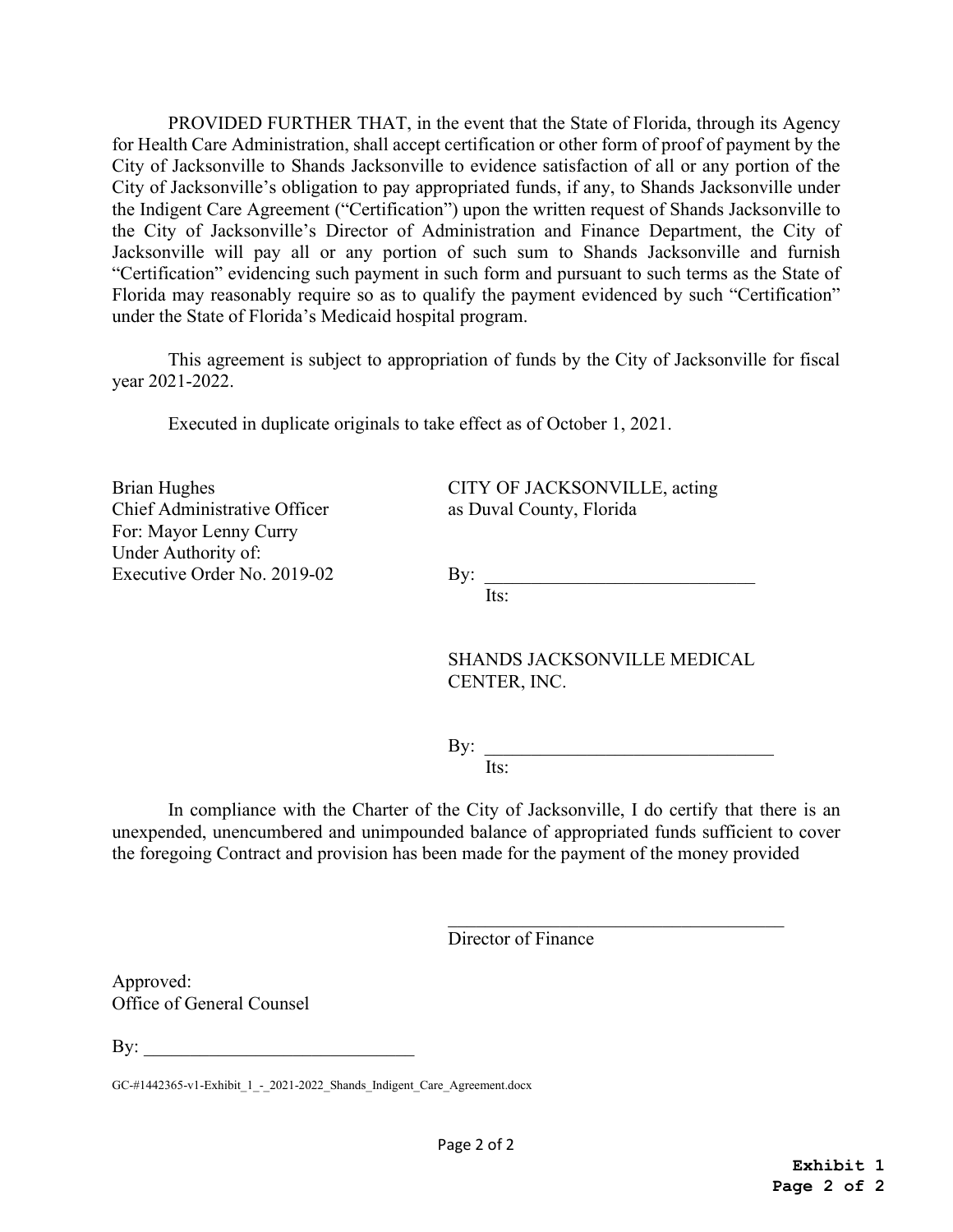PROVIDED FURTHER THAT, in the event that the State of Florida, through its Agency for Health Care Administration, shall accept certification or other form of proof of payment by the City of Jacksonville to Shands Jacksonville to evidence satisfaction of all or any portion of the City of Jacksonville's obligation to pay appropriated funds, if any, to Shands Jacksonville under the Indigent Care Agreement ("Certification") upon the written request of Shands Jacksonville to the City of Jacksonville's Director of Administration and Finance Department, the City of Jacksonville will pay all or any portion of such sum to Shands Jacksonville and furnish "Certification" evidencing such payment in such form and pursuant to such terms as the State of Florida may reasonably require so as to qualify the payment evidenced by such "Certification" under the State of Florida's Medicaid hospital program.

This agreement is subject to appropriation of funds by the City of Jacksonville for fiscal year 2021-2022.

Executed in duplicate originals to take effect as of October 1, 2021.

Brian Hughes
Chief Administrative Officer
For: Mayor Lenny Curry
Under Authority of:
Executive Order No. 2019-02

CITY OF JACKSONVILLE, acting as Duval County, Florida

By: ____________________________
Its:

SHANDS JACKSONVILLE MEDICAL CENTER, INC.

By: ____________________________
Its:

In compliance with the Charter of the City of Jacksonville, I do certify that there is an unexpended, unencumbered and unimpounded balance of appropriated funds sufficient to cover the foregoing Contract and provision has been made for the payment of the money provided

____________________________
Director of Finance

Approved:
Office of General Counsel

By: ____________________________

GC-#1442365-v1-Exhibit_1_-_2021-2022_Shands_Indigent_Care_Agreement.docx

**Exhibit 1**
**Page 2 of 2**